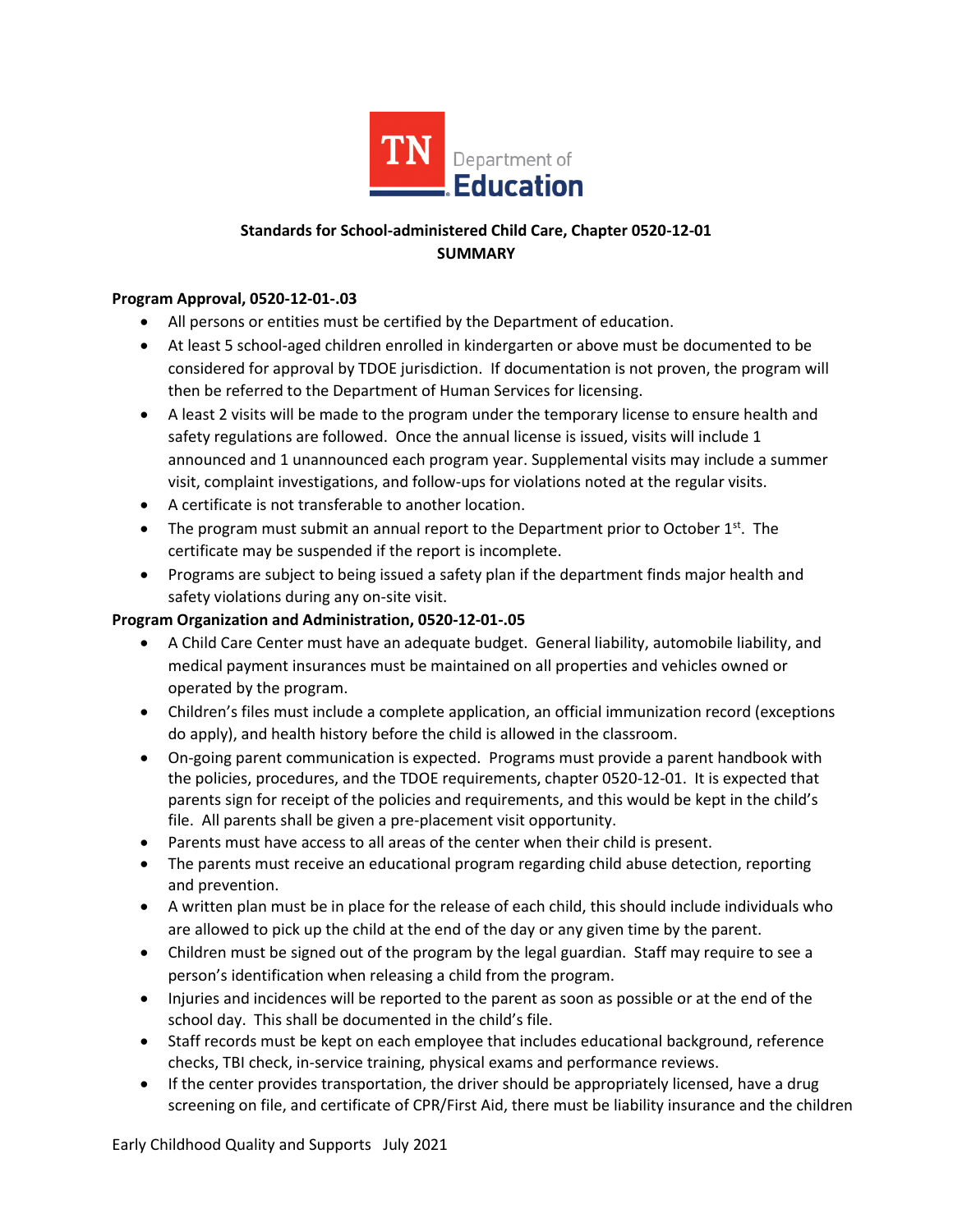TN Department of Education

**Standards for School-administered Child Care, Chapter 0520-12-01**
**SUMMARY**

**Program Approval, 0520-12-01-.03**

- All persons or entities must be certified by the Department of education.
- At least 5 school-aged children enrolled in kindergarten or above must be documented to be considered for approval by TDOE jurisdiction. If documentation is not proven, the program will then be referred to the Department of Human Services for licensing.
- A least 2 visits will be made to the program under the temporary license to ensure health and safety regulations are followed. Once the annual license is issued, visits will include 1 announced and 1 unannounced each program year. Supplemental visits may include a summer visit, complaint investigations, and follow-ups for violations noted at the regular visits.
- A certificate is not transferable to another location.
- The program must submit an annual report to the Department prior to October 1st. The certificate may be suspended if the report is incomplete.
- Programs are subject to being issued a safety plan if the department finds major health and safety violations during any on-site visit.

**Program Organization and Administration, 0520-12-01-.05**

- A Child Care Center must have an adequate budget. General liability, automobile liability, and medical payment insurances must be maintained on all properties and vehicles owned or operated by the program.
- Children's files must include a complete application, an official immunization record (exceptions do apply), and health history before the child is allowed in the classroom.
- On-going parent communication is expected. Programs must provide a parent handbook with the policies, procedures, and the TDOE requirements, chapter 0520-12-01. It is expected that parents sign for receipt of the policies and requirements, and this would be kept in the child's file. All parents shall be given a pre-placement visit opportunity.
- Parents must have access to all areas of the center when their child is present.
- The parents must receive an educational program regarding child abuse detection, reporting and prevention.
- A written plan must be in place for the release of each child, this should include individuals who are allowed to pick up the child at the end of the day or any given time by the parent.
- Children must be signed out of the program by the legal guardian. Staff may require to see a person's identification when releasing a child from the program.
- Injuries and incidences will be reported to the parent as soon as possible or at the end of the school day. This shall be documented in the child's file.
- Staff records must be kept on each employee that includes educational background, reference checks, TBI check, in-service training, physical exams and performance reviews.
- If the center provides transportation, the driver should be appropriately licensed, have a drug screening on file, and certificate of CPR/First Aid, there must be liability insurance and the children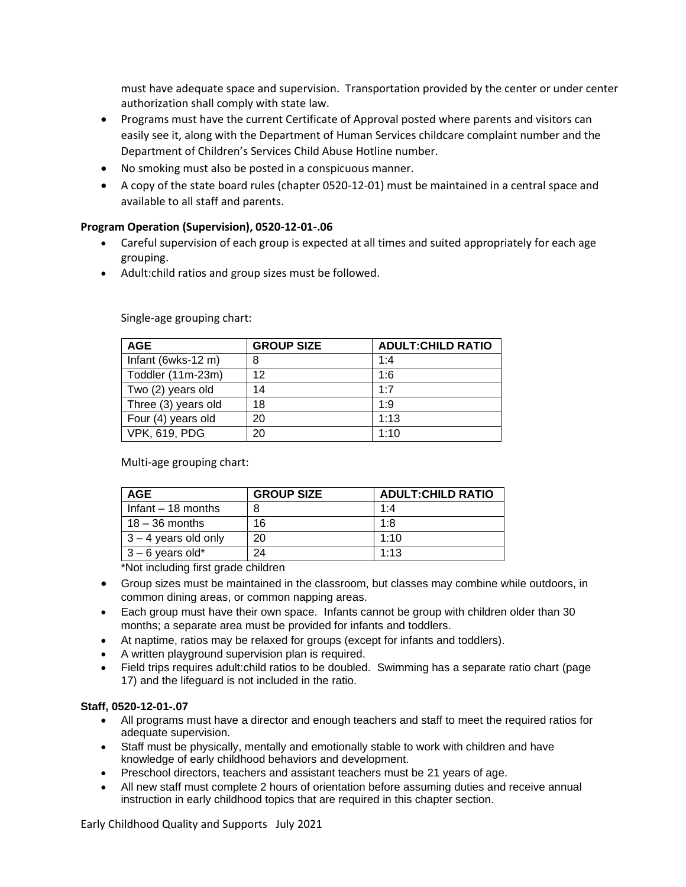must have adequate space and supervision. Transportation provided by the center or under center authorization shall comply with state law.

- Programs must have the current Certificate of Approval posted where parents and visitors can easily see it, along with the Department of Human Services childcare complaint number and the Department of Children's Services Child Abuse Hotline number.
- No smoking must also be posted in a conspicuous manner.
- A copy of the state board rules (chapter 0520-12-01) must be maintained in a central space and available to all staff and parents.

**Program Operation (Supervision), 0520-12-01-.06**

- Careful supervision of each group is expected at all times and suited appropriately for each age grouping.
- Adult:child ratios and group sizes must be followed.

Single-age grouping chart:

| AGE | GROUP SIZE | ADULT:CHILD RATIO |
|---|---|---|
| Infant (6wks-12 m) | 8 | 1:4 |
| Toddler (11m-23m) | 12 | 1:6 |
| Two (2) years old | 14 | 1:7 |
| Three (3) years old | 18 | 1:9 |
| Four (4) years old | 20 | 1:13 |
| VPK, 619, PDG | 20 | 1:10 |

Multi-age grouping chart:

| AGE | GROUP SIZE | ADULT:CHILD RATIO |
|---|---|---|
| Infant – 18 months | 8 | 1:4 |
| 18 – 36 months | 16 | 1:8 |
| 3 – 4 years old only | 20 | 1:10 |
| 3 – 6 years old* | 24 | 1:13 |

*Not including first grade children

- Group sizes must be maintained in the classroom, but classes may combine while outdoors, in common dining areas, or common napping areas.
- Each group must have their own space. Infants cannot be group with children older than 30 months; a separate area must be provided for infants and toddlers.
- At naptime, ratios may be relaxed for groups (except for infants and toddlers).
- A written playground supervision plan is required.
- Field trips requires adult:child ratios to be doubled. Swimming has a separate ratio chart (page 17) and the lifeguard is not included in the ratio.

**Staff, 0520-12-01-.07**

- All programs must have a director and enough teachers and staff to meet the required ratios for adequate supervision.
- Staff must be physically, mentally and emotionally stable to work with children and have knowledge of early childhood behaviors and development.
- Preschool directors, teachers and assistant teachers must be 21 years of age.
- All new staff must complete 2 hours of orientation before assuming duties and receive annual instruction in early childhood topics that are required in this chapter section.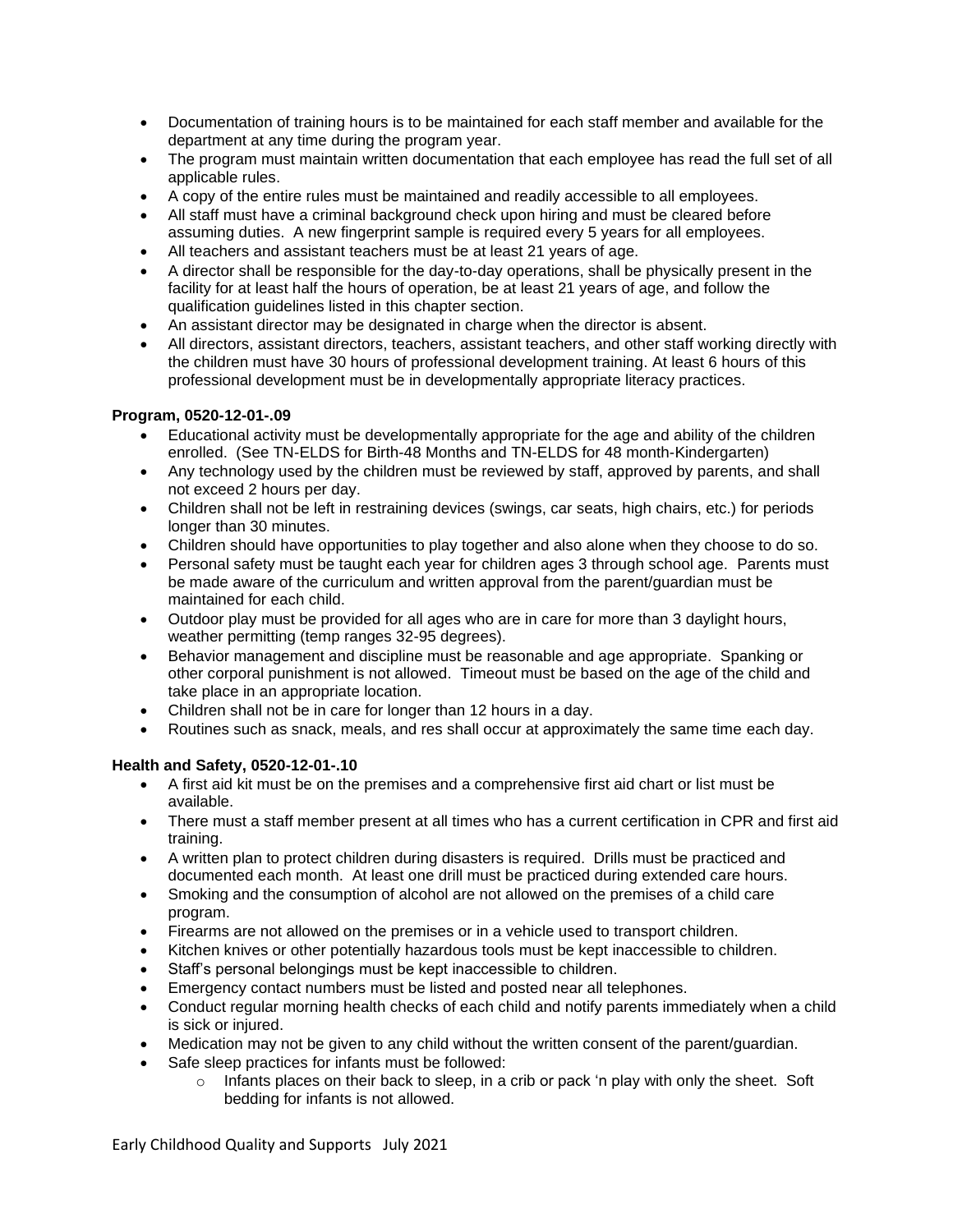- Documentation of training hours is to be maintained for each staff member and available for the department at any time during the program year.
- The program must maintain written documentation that each employee has read the full set of all applicable rules.
- A copy of the entire rules must be maintained and readily accessible to all employees.
- All staff must have a criminal background check upon hiring and must be cleared before assuming duties. A new fingerprint sample is required every 5 years for all employees.
- All teachers and assistant teachers must be at least 21 years of age.
- A director shall be responsible for the day-to-day operations, shall be physically present in the facility for at least half the hours of operation, be at least 21 years of age, and follow the qualification guidelines listed in this chapter section.
- An assistant director may be designated in charge when the director is absent.
- All directors, assistant directors, teachers, assistant teachers, and other staff working directly with the children must have 30 hours of professional development training. At least 6 hours of this professional development must be in developmentally appropriate literacy practices.

**Program, 0520-12-01-.09**

- Educational activity must be developmentally appropriate for the age and ability of the children enrolled. (See TN-ELDS for Birth-48 Months and TN-ELDS for 48 month-Kindergarten)
- Any technology used by the children must be reviewed by staff, approved by parents, and shall not exceed 2 hours per day.
- Children shall not be left in restraining devices (swings, car seats, high chairs, etc.) for periods longer than 30 minutes.
- Children should have opportunities to play together and also alone when they choose to do so.
- Personal safety must be taught each year for children ages 3 through school age. Parents must be made aware of the curriculum and written approval from the parent/guardian must be maintained for each child.
- Outdoor play must be provided for all ages who are in care for more than 3 daylight hours, weather permitting (temp ranges 32-95 degrees).
- Behavior management and discipline must be reasonable and age appropriate. Spanking or other corporal punishment is not allowed. Timeout must be based on the age of the child and take place in an appropriate location.
- Children shall not be in care for longer than 12 hours in a day.
- Routines such as snack, meals, and res shall occur at approximately the same time each day.

**Health and Safety, 0520-12-01-.10**

- A first aid kit must be on the premises and a comprehensive first aid chart or list must be available.
- There must a staff member present at all times who has a current certification in CPR and first aid training.
- A written plan to protect children during disasters is required. Drills must be practiced and documented each month. At least one drill must be practiced during extended care hours.
- Smoking and the consumption of alcohol are not allowed on the premises of a child care program.
- Firearms are not allowed on the premises or in a vehicle used to transport children.
- Kitchen knives or other potentially hazardous tools must be kept inaccessible to children.
- Staff's personal belongings must be kept inaccessible to children.
- Emergency contact numbers must be listed and posted near all telephones.
- Conduct regular morning health checks of each child and notify parents immediately when a child is sick or injured.
- Medication may not be given to any child without the written consent of the parent/guardian.
- Safe sleep practices for infants must be followed:
    - Infants places on their back to sleep, in a crib or pack 'n play with only the sheet. Soft bedding for infants is not allowed.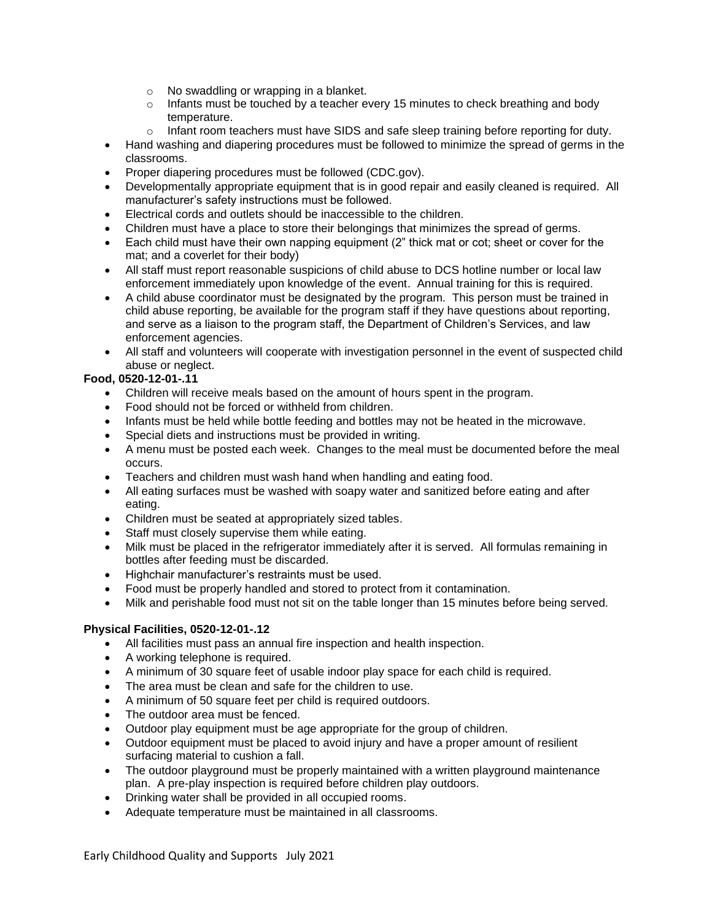- No swaddling or wrapping in a blanket.
  - Infants must be touched by a teacher every 15 minutes to check breathing and body temperature.
  - Infant room teachers must have SIDS and safe sleep training before reporting for duty.
- Hand washing and diapering procedures must be followed to minimize the spread of germs in the classrooms.
- Proper diapering procedures must be followed (CDC.gov).
- Developmentally appropriate equipment that is in good repair and easily cleaned is required. All manufacturer's safety instructions must be followed.
- Electrical cords and outlets should be inaccessible to the children.
- Children must have a place to store their belongings that minimizes the spread of germs.
- Each child must have their own napping equipment (2" thick mat or cot; sheet or cover for the mat; and a coverlet for their body)
- All staff must report reasonable suspicions of child abuse to DCS hotline number or local law enforcement immediately upon knowledge of the event. Annual training for this is required.
- A child abuse coordinator must be designated by the program. This person must be trained in child abuse reporting, be available for the program staff if they have questions about reporting, and serve as a liaison to the program staff, the Department of Children's Services, and law enforcement agencies.
- All staff and volunteers will cooperate with investigation personnel in the event of suspected child abuse or neglect.

**Food, 0520-12-01-.11**

- Children will receive meals based on the amount of hours spent in the program.
- Food should not be forced or withheld from children.
- Infants must be held while bottle feeding and bottles may not be heated in the microwave.
- Special diets and instructions must be provided in writing.
- A menu must be posted each week. Changes to the meal must be documented before the meal occurs.
- Teachers and children must wash hand when handling and eating food.
- All eating surfaces must be washed with soapy water and sanitized before eating and after eating.
- Children must be seated at appropriately sized tables.
- Staff must closely supervise them while eating.
- Milk must be placed in the refrigerator immediately after it is served. All formulas remaining in bottles after feeding must be discarded.
- Highchair manufacturer's restraints must be used.
- Food must be properly handled and stored to protect from it contamination.
- Milk and perishable food must not sit on the table longer than 15 minutes before being served.

**Physical Facilities, 0520-12-01-.12**

- All facilities must pass an annual fire inspection and health inspection.
- A working telephone is required.
- A minimum of 30 square feet of usable indoor play space for each child is required.
- The area must be clean and safe for the children to use.
- A minimum of 50 square feet per child is required outdoors.
- The outdoor area must be fenced.
- Outdoor play equipment must be age appropriate for the group of children.
- Outdoor equipment must be placed to avoid injury and have a proper amount of resilient surfacing material to cushion a fall.
- The outdoor playground must be properly maintained with a written playground maintenance plan. A pre-play inspection is required before children play outdoors.
- Drinking water shall be provided in all occupied rooms.
- Adequate temperature must be maintained in all classrooms.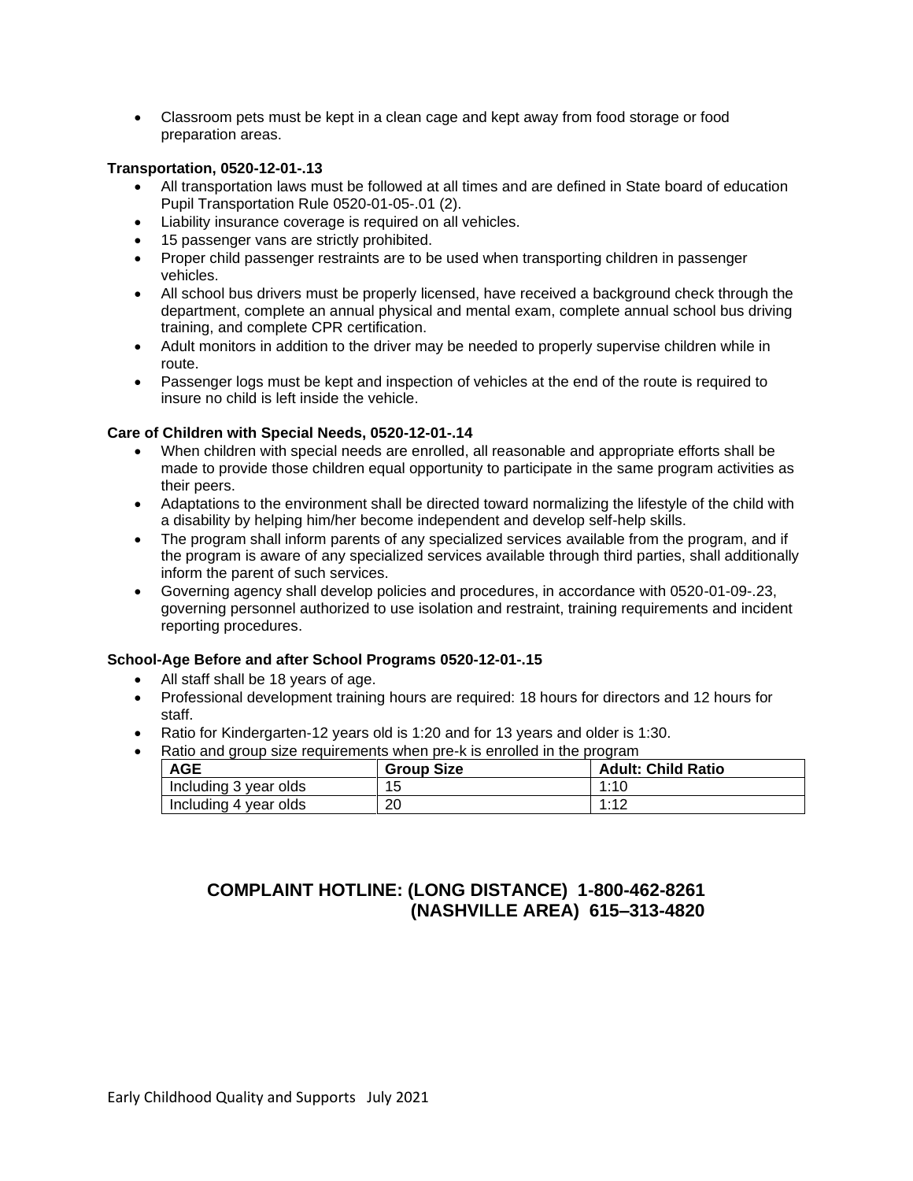- Classroom pets must be kept in a clean cage and kept away from food storage or food preparation areas.

**Transportation, 0520-12-01-.13**

- All transportation laws must be followed at all times and are defined in State board of education Pupil Transportation Rule 0520-01-05-.01 (2).
- Liability insurance coverage is required on all vehicles.
- 15 passenger vans are strictly prohibited.
- Proper child passenger restraints are to be used when transporting children in passenger vehicles.
- All school bus drivers must be properly licensed, have received a background check through the department, complete an annual physical and mental exam, complete annual school bus driving training, and complete CPR certification.
- Adult monitors in addition to the driver may be needed to properly supervise children while in route.
- Passenger logs must be kept and inspection of vehicles at the end of the route is required to insure no child is left inside the vehicle.

**Care of Children with Special Needs, 0520-12-01-.14**

- When children with special needs are enrolled, all reasonable and appropriate efforts shall be made to provide those children equal opportunity to participate in the same program activities as their peers.
- Adaptations to the environment shall be directed toward normalizing the lifestyle of the child with a disability by helping him/her become independent and develop self-help skills.
- The program shall inform parents of any specialized services available from the program, and if the program is aware of any specialized services available through third parties, shall additionally inform the parent of such services.
- Governing agency shall develop policies and procedures, in accordance with 0520-01-09-.23, governing personnel authorized to use isolation and restraint, training requirements and incident reporting procedures.

**School-Age Before and after School Programs 0520-12-01-.15**

- All staff shall be 18 years of age.
- Professional development training hours are required: 18 hours for directors and 12 hours for staff.
- Ratio for Kindergarten-12 years old is 1:20 and for 13 years and older is 1:30.
- Ratio and group size requirements when pre-k is enrolled in the program

| AGE | Group Size | Adult: Child Ratio |
|---|---|---|
| Including 3 year olds | 15 | 1:10 |
| Including 4 year olds | 20 | 1:12 |

**COMPLAINT HOTLINE: (LONG DISTANCE) 1-800-462-8261**
**(NASHVILLE AREA) 615–313-4820**

Early Childhood Quality and Supports July 2021